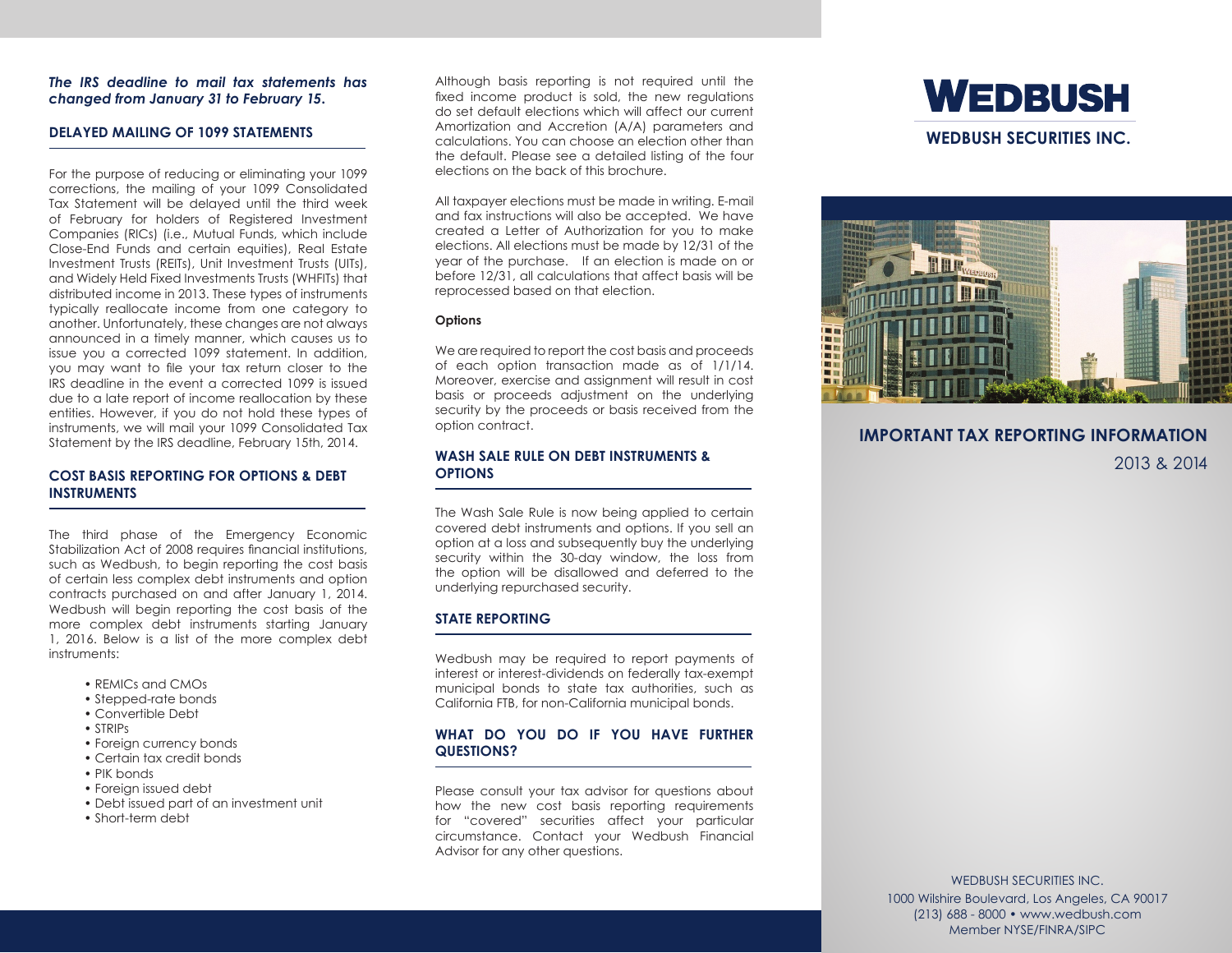***The IRS deadline to mail tax statements has changed from January 31 to February 15.***

## DELAYED MAILING OF 1099 STATEMENTS

For the purpose of reducing or eliminating your 1099 corrections, the mailing of your 1099 Consolidated Tax Statement will be delayed until the third week of February for holders of Registered Investment Companies (RICs) (i.e., Mutual Funds, which include Close-End Funds and certain equities), Real Estate Investment Trusts (REITs), Unit Investment Trusts (UITs), and Widely Held Fixed Investments Trusts (WHFITs) that distributed income in 2013. These types of instruments typically reallocate income from one category to another. Unfortunately, these changes are not always announced in a timely manner, which causes us to issue you a corrected 1099 statement. In addition, you may want to file your tax return closer to the IRS deadline in the event a corrected 1099 is issued due to a late report of income reallocation by these entities. However, if you do not hold these types of instruments, we will mail your 1099 Consolidated Tax Statement by the IRS deadline, February 15th, 2014.

## COST BASIS REPORTING FOR OPTIONS & DEBT INSTRUMENTS

The third phase of the Emergency Economic Stabilization Act of 2008 requires financial institutions, such as Wedbush, to begin reporting the cost basis of certain less complex debt instruments and option contracts purchased on and after January 1, 2014. Wedbush will begin reporting the cost basis of the more complex debt instruments starting January 1, 2016. Below is a list of the more complex debt instruments:

- REMICs and CMOs
- Stepped-rate bonds
- Convertible Debt
- STRIPs
- Foreign currency bonds
- Certain tax credit bonds
- PIK bonds
- Foreign issued debt
- Debt issued part of an investment unit
- Short-term debt

Although basis reporting is not required until the fixed income product is sold, the new regulations do set default elections which will affect our current Amortization and Accretion (A/A) parameters and calculations. You can choose an election other than the default. Please see a detailed listing of the four elections on the back of this brochure.

All taxpayer elections must be made in writing. E-mail and fax instructions will also be accepted. We have created a Letter of Authorization for you to make elections. All elections must be made by 12/31 of the year of the purchase. If an election is made on or before 12/31, all calculations that affect basis will be reprocessed based on that election.

**Options**

We are required to report the cost basis and proceeds of each option transaction made as of 1/1/14. Moreover, exercise and assignment will result in cost basis or proceeds adjustment on the underlying security by the proceeds or basis received from the option contract.

## WASH SALE RULE ON DEBT INSTRUMENTS & OPTIONS

The Wash Sale Rule is now being applied to certain covered debt instruments and options. If you sell an option at a loss and subsequently buy the underlying security within the 30-day window, the loss from the option will be disallowed and deferred to the underlying repurchased security.

## STATE REPORTING

Wedbush may be required to report payments of interest or interest-dividends on federally tax-exempt municipal bonds to state tax authorities, such as California FTB, for non-California municipal bonds.

## WHAT DO YOU DO IF YOU HAVE FURTHER QUESTIONS?

Please consult your tax advisor for questions about how the new cost basis reporting requirements for "covered" securities affect your particular circumstance. Contact your Wedbush Financial Advisor for any other questions.

# WEDBUSH

**WEDBUSH SECURITIES INC.**

# IMPORTANT TAX REPORTING INFORMATION

2013 & 2014

WEDBUSH SECURITIES INC.
1000 Wilshire Boulevard, Los Angeles, CA 90017
(213) 688 - 8000 • www.wedbush.com
Member NYSE/FINRA/SIPC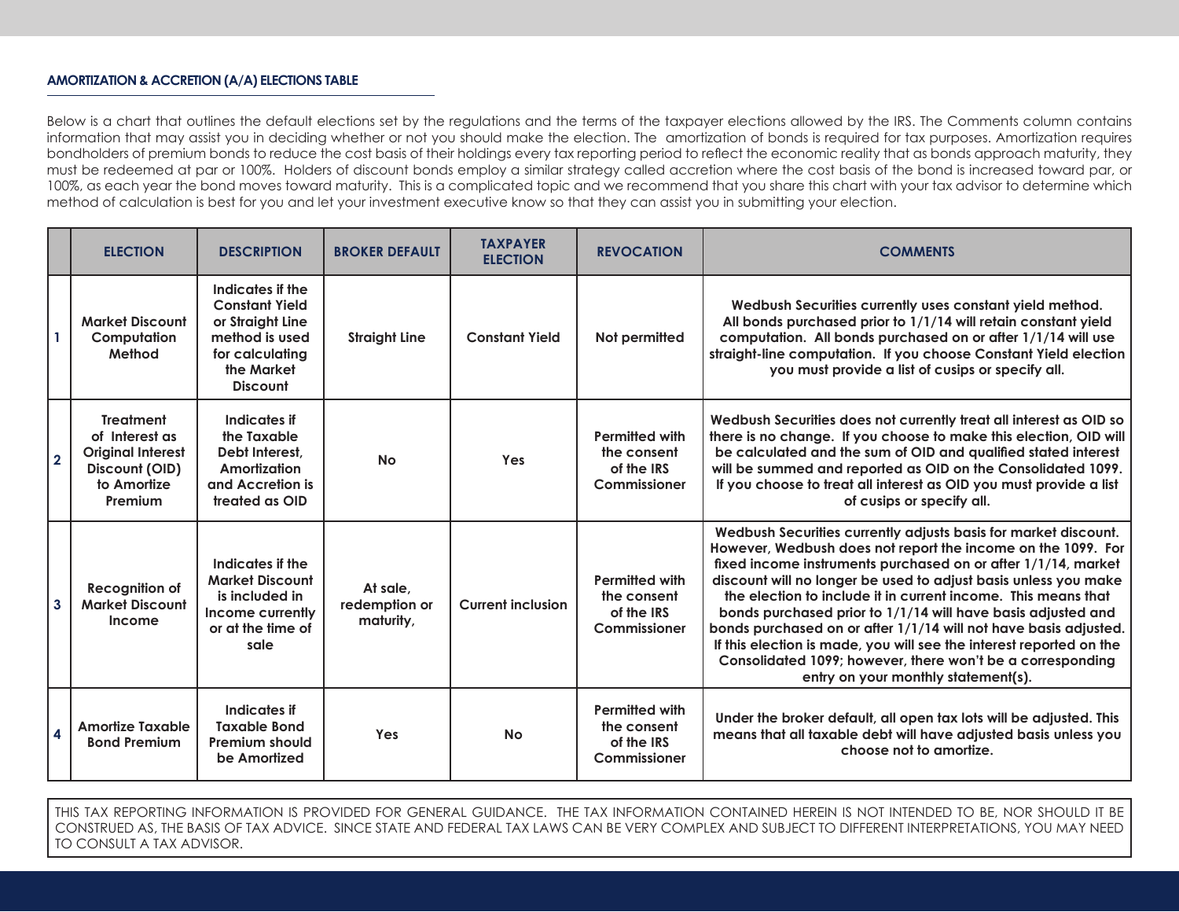## AMORTIZATION & ACCRETION (A/A) ELECTIONS TABLE

Below is a chart that outlines the default elections set by the regulations and the terms of the taxpayer elections allowed by the IRS. The Comments column contains information that may assist you in deciding whether or not you should make the election. The amortization of bonds is required for tax purposes. Amortization requires bondholders of premium bonds to reduce the cost basis of their holdings every tax reporting period to reflect the economic reality that as bonds approach maturity, they must be redeemed at par or 100%. Holders of discount bonds employ a similar strategy called accretion where the cost basis of the bond is increased toward par, or 100%, as each year the bond moves toward maturity. This is a complicated topic and we recommend that you share this chart with your tax advisor to determine which method of calculation is best for you and let your investment executive know so that they can assist you in submitting your election.

| | ELECTION | DESCRIPTION | BROKER DEFAULT | TAXPAYER ELECTION | REVOCATION | COMMENTS |
|---|---|---|---|---|---|---|
| 1 | Market Discount Computation Method | Indicates if the Constant Yield or Straight Line method is used for calculating the Market Discount | Straight Line | Constant Yield | Not permitted | Wedbush Securities currently uses constant yield method. All bonds purchased prior to 1/1/14 will retain constant yield computation. All bonds purchased on or after 1/1/14 will use straight-line computation. If you choose Constant Yield election you must provide a list of cusips or specify all. |
| 2 | Treatment of Interest as Original Interest Discount (OID) to Amortize Premium | Indicates if the Taxable Debt Interest, Amortization and Accretion is treated as OID | No | Yes | Permitted with the consent of the IRS Commissioner | Wedbush Securities does not currently treat all interest as OID so there is no change. If you choose to make this election, OID will be calculated and the sum of OID and qualified stated interest will be summed and reported as OID on the Consolidated 1099. If you choose to treat all interest as OID you must provide a list of cusips or specify all. |
| 3 | Recognition of Market Discount Income | Indicates if the Market Discount is included in Income currently or at the time of sale | At sale, redemption or maturity, | Current inclusion | Permitted with the consent of the IRS Commissioner | Wedbush Securities currently adjusts basis for market discount. However, Wedbush does not report the income on the 1099. For fixed income instruments purchased on or after 1/1/14, market discount will no longer be used to adjust basis unless you make the election to include it in current income. This means that bonds purchased prior to 1/1/14 will have basis adjusted and bonds purchased on or after 1/1/14 will not have basis adjusted. If this election is made, you will see the interest reported on the Consolidated 1099; however, there won't be a corresponding entry on your monthly statement(s). |
| 4 | Amortize Taxable Bond Premium | Indicates if Taxable Bond Premium should be Amortized | Yes | No | Permitted with the consent of the IRS Commissioner | Under the broker default, all open tax lots will be adjusted. This means that all taxable debt will have adjusted basis unless you choose not to amortize. |

THIS TAX REPORTING INFORMATION IS PROVIDED FOR GENERAL GUIDANCE. THE TAX INFORMATION CONTAINED HEREIN IS NOT INTENDED TO BE, NOR SHOULD IT BE CONSTRUED AS, THE BASIS OF TAX ADVICE. SINCE STATE AND FEDERAL TAX LAWS CAN BE VERY COMPLEX AND SUBJECT TO DIFFERENT INTERPRETATIONS, YOU MAY NEED TO CONSULT A TAX ADVISOR.